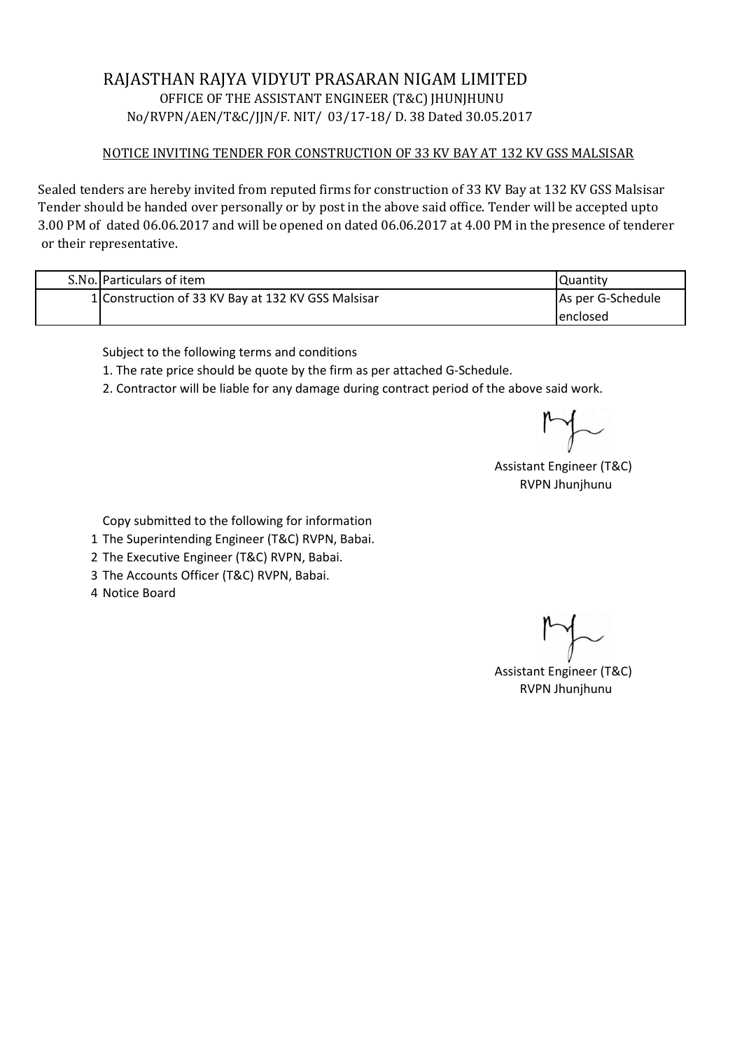# RAJASTHAN RAJYA VIDYUT PRASARAN NIGAM LIMITED

OFFICE OF THE ASSISTANT ENGINEER (T&C) JHUNJHUNU

No/RVPN/AEN/T&C/JJN/F. NIT/ 03/17-18/ D. 38 Dated 30.05.2017

## NOTICE INVITING TENDER FOR CONSTRUCTION OF 33 KV BAY AT 132 KV GSS MALSISAR

Sealed tenders are hereby invited from reputed firms for construction of 33 KV Bay at 132 KV GSS Malsisar Tender should be handed over personally or by post in the above said office. Tender will be accepted upto 3.00 PM of dated 06.06.2017 and will be opened on dated 06.06.2017 at 4.00 PM in the presence of tenderer or their representative.

| S.No. | Particulars of item | Quantity |
|---|---|---|
| 1 | Construction of 33 KV Bay at 132 KV GSS Malsisar | As per G-Schedule enclosed |

Subject to the following terms and conditions

1. The rate price should be quote by the firm as per attached G-Schedule.
2. Contractor will be liable for any damage during contract period of the above said work.

Assistant Engineer (T&C)
RVPN Jhunjhunu

Copy submitted to the following for information

1. The Superintending Engineer (T&C) RVPN, Babai.
2. The Executive Engineer (T&C) RVPN, Babai.
3. The Accounts Officer (T&C) RVPN, Babai.
4. Notice Board

Assistant Engineer (T&C)
RVPN Jhunjhunu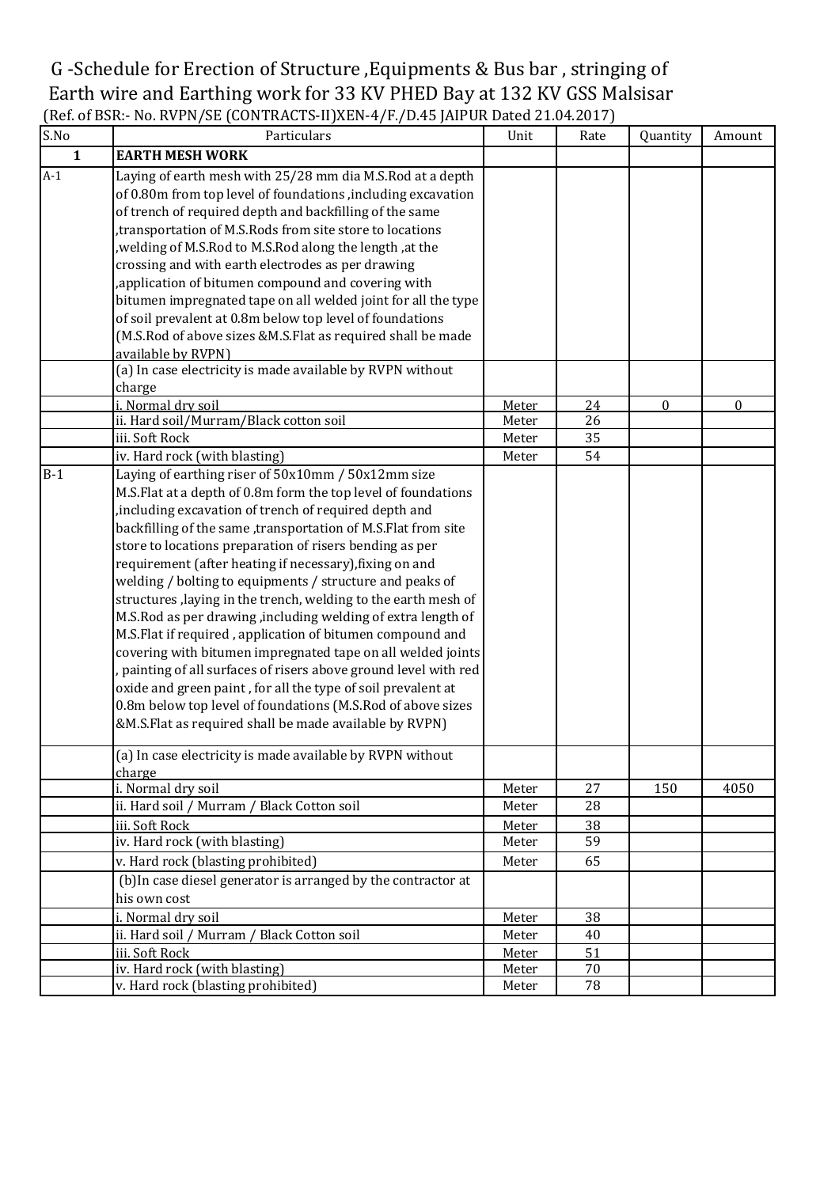# G -Schedule for Erection of Structure ,Equipments & Bus bar , stringing of Earth wire and Earthing work for 33 KV PHED Bay at 132 KV GSS Malsisar

(Ref. of BSR:- No. RVPN/SE (CONTRACTS-II)XEN-4/F./D.45 JAIPUR Dated 21.04.2017)

| S.No | Particulars | Unit | Rate | Quantity | Amount |
|---|---|---|---|---|---|
| **1** | **EARTH MESH WORK** | | | | |
| A-1 | Laying of earth mesh with 25/28 mm dia M.S.Rod at a depth of 0.80m from top level of foundations ,including excavation of trench of required depth and backfilling of the same ,transportation of M.S.Rods from site store to locations ,welding of M.S.Rod to M.S.Rod along the length ,at the crossing and with earth electrodes as per drawing ,application of bitumen compound and covering with bitumen impregnated tape on all welded joint for all the type of soil prevalent at 0.8m below top level of foundations (M.S.Rod of above sizes &M.S.Flat as required shall be made available by RVPN) | | | | |
| | (a) In case electricity is made available by RVPN without charge | | | | |
| | i. Normal dry soil | Meter | 24 | 0 | 0 |
| | ii. Hard soil/Murram/Black cotton soil | Meter | 26 | | |
| | iii. Soft Rock | Meter | 35 | | |
| | iv. Hard rock (with blasting) | Meter | 54 | | |
| B-1 | Laying of earthing riser of 50x10mm / 50x12mm size M.S.Flat at a depth of 0.8m form the top level of foundations ,including excavation of trench of required depth and backfilling of the same ,transportation of M.S.Flat from site store to locations preparation of risers bending as per requirement (after heating if necessary),fixing on and welding / bolting to equipments / structure and peaks of structures ,laying in the trench, welding to the earth mesh of M.S.Rod as per drawing ,including welding of extra length of M.S.Flat if required , application of bitumen compound and covering with bitumen impregnated tape on all welded joints , painting of all surfaces of risers above ground level with red oxide and green paint , for all the type of soil prevalent at 0.8m below top level of foundations (M.S.Rod of above sizes &M.S.Flat as required shall be made available by RVPN) | | | | |
| | (a) In case electricity is made available by RVPN without charge | | | | |
| | i. Normal dry soil | Meter | 27 | 150 | 4050 |
| | ii. Hard soil / Murram / Black Cotton soil | Meter | 28 | | |
| | iii. Soft Rock | Meter | 38 | | |
| | iv. Hard rock (with blasting) | Meter | 59 | | |
| | v. Hard rock (blasting prohibited) | Meter | 65 | | |
| | (b)In case diesel generator is arranged by the contractor at his own cost | | | | |
| | i. Normal dry soil | Meter | 38 | | |
| | ii. Hard soil / Murram / Black Cotton soil | Meter | 40 | | |
| | iii. Soft Rock | Meter | 51 | | |
| | iv. Hard rock (with blasting) | Meter | 70 | | |
| | v. Hard rock (blasting prohibited) | Meter | 78 | | |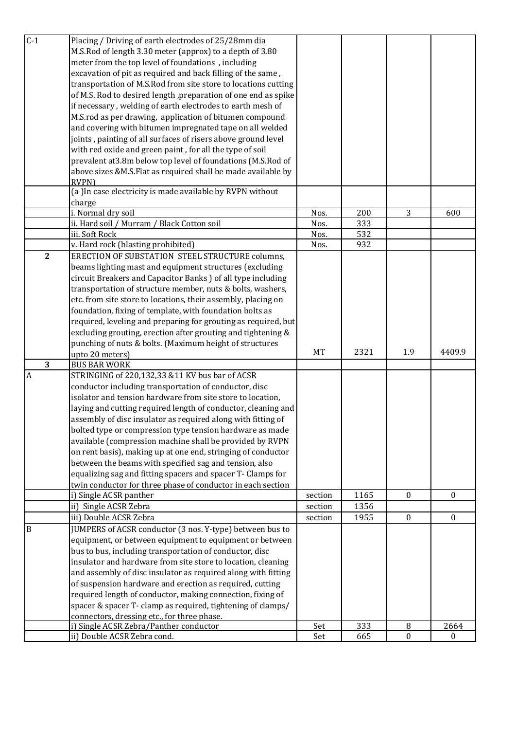| | | | | | |
|---|---|---|---|---|---|
| C-1 | Placing / Driving of earth electrodes of 25/28mm dia M.S.Rod of length 3.30 meter (approx) to a depth of 3.80 meter from the top level of foundations , including excavation of pit as required and back filling of the same , transportation of M.S.Rod from site store to locations cutting of M.S. Rod to desired length ,preparation of one end as spike if necessary , welding of earth electrodes to earth mesh of M.S.rod as per drawing, application of bitumen compound and covering with bitumen impregnated tape on all welded joints , painting of all surfaces of risers above ground level with red oxide and green paint , for all the type of soil prevalent at3.8m below top level of foundations (M.S.Rod of above sizes &M.S.Flat as required shall be made available by RVPN) | | | | |
| | (a )In case electricity is made available by RVPN without charge | | | | |
| | i. Normal dry soil | Nos. | 200 | 3 | 600 |
| | ii. Hard soil / Murram / Black Cotton soil | Nos. | 333 | | |
| | iii. Soft Rock | Nos. | 532 | | |
| | v. Hard rock (blasting prohibited) | Nos. | 932 | | |
| **2** | ERECTION OF SUBSTATION STEEL STRUCTURE columns, beams lighting mast and equipment structures (excluding circuit Breakers and Capacitor Banks ) of all type including transportation of structure member, nuts & bolts, washers, etc. from site store to locations, their assembly, placing on foundation, fixing of template, with foundation bolts as required, leveling and preparing for grouting as required, but excluding grouting, erection after grouting and tightening & punching of nuts & bolts. (Maximum height of structures upto 20 meters) | MT | 2321 | 1.9 | 4409.9 |
| **3** | BUS BAR WORK | | | | |
| A | STRINGING of 220,132,33 &11 KV bus bar of ACSR conductor including transportation of conductor, disc isolator and tension hardware from site store to location, laying and cutting required length of conductor, cleaning and assembly of disc insulator as required along with fitting of bolted type or compression type tension hardware as made available (compression machine shall be provided by RVPN on rent basis), making up at one end, stringing of conductor between the beams with specified sag and tension, also equalizing sag and fitting spacers and spacer T- Clamps for twin conductor for three phase of conductor in each section | | | | |
| | i) Single ACSR panther | section | 1165 | 0 | 0 |
| | ii) Single ACSR Zebra | section | 1356 | | |
| | iii) Double ACSR Zebra | section | 1955 | 0 | 0 |
| B | JUMPERS of ACSR conductor (3 nos. Y-type) between bus to equipment, or between equipment to equipment or between bus to bus, including transportation of conductor, disc insulator and hardware from site store to location, cleaning and assembly of disc insulator as required along with fitting of suspension hardware and erection as required, cutting required length of conductor, making connection, fixing of spacer & spacer T- clamp as required, tightening of clamps/ connectors, dressing etc., for three phase. | | | | |
| | i) Single ACSR Zebra/Panther conductor | Set | 333 | 8 | 2664 |
| | ii) Double ACSR Zebra cond. | Set | 665 | 0 | 0 |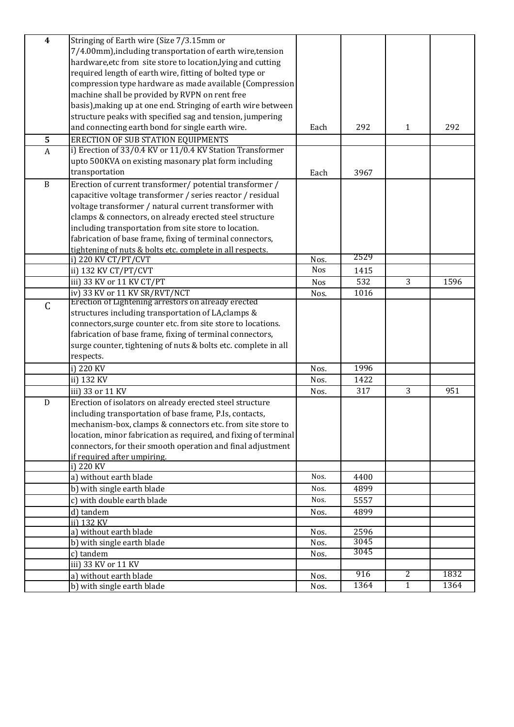| 4 | Stringing of Earth wire (Size 7/3.15mm or 7/4.00mm),including transportation of earth wire,tension hardware,etc from site store to location,lying and cutting required length of earth wire, fitting of bolted type or compression type hardware as made available (Compression machine shall be provided by RVPN on rent free basis),making up at one end. Stringing of earth wire between structure peaks with specified sag and tension, jumpering and connecting earth bond for single earth wire. | Each | 292 | 1 | 292 |
|---|---|---|---|---|---|
| 5 | ERECTION OF SUB STATION EQUIPMENTS | | | | |
| A | i) Erection of 33/0.4 KV or 11/0.4 KV Station Transformer upto 500KVA on existing masonary plat form including transportation | Each | 3967 | | |
| B | Erection of current transformer/ potential transformer / capacitive voltage transformer / series reactor / residual voltage transformer / natural current transformer with clamps & connectors, on already erected steel structure including transportation from site store to location. fabrication of base frame, fixing of terminal connectors, tightening of nuts & bolts etc. complete in all respects. | | | | |
| | i) 220 KV CT/PT/CVT | Nos. | 2529 | | |
| | ii) 132 KV CT/PT/CVT | Nos | 1415 | | |
| | iii) 33 KV or 11 KV CT/PT | Nos | 532 | 3 | 1596 |
| | iv) 33 KV or 11 KV SR/RVT/NCT | Nos. | 1016 | | |
| C | Erection of Lightening arrestors on already erected structures including transportation of LA,clamps & connectors,surge counter etc. from site store to locations. fabrication of base frame, fixing of terminal connectors, surge counter, tightening of nuts & bolts etc. complete in all respects. | | | | |
| | i) 220 KV | Nos. | 1996 | | |
| | ii) 132 KV | Nos. | 1422 | | |
| | iii) 33 or 11 KV | Nos. | 317 | 3 | 951 |
| D | Erection of isolators on already erected steel structure including transportation of base frame, P.Is, contacts, mechanism-box, clamps & connectors etc. from site store to location, minor fabrication as required, and fixing of terminal connectors, for their smooth operation and final adjustment if required after umpiring. | | | | |
| | i) 220 KV | | | | |
| | a) without earth blade | Nos. | 4400 | | |
| | b) with single earth blade | Nos. | 4899 | | |
| | c) with double earth blade | Nos. | 5557 | | |
| | d) tandem | Nos. | 4899 | | |
| | ii) 132 KV | | | | |
| | a) without earth blade | Nos. | 2596 | | |
| | b) with single earth blade | Nos. | 3045 | | |
| | c) tandem | Nos. | 3045 | | |
| | iii) 33 KV or 11 KV | | | | |
| | a) without earth blade | Nos. | 916 | 2 | 1832 |
| | b) with single earth blade | Nos. | 1364 | 1 | 1364 |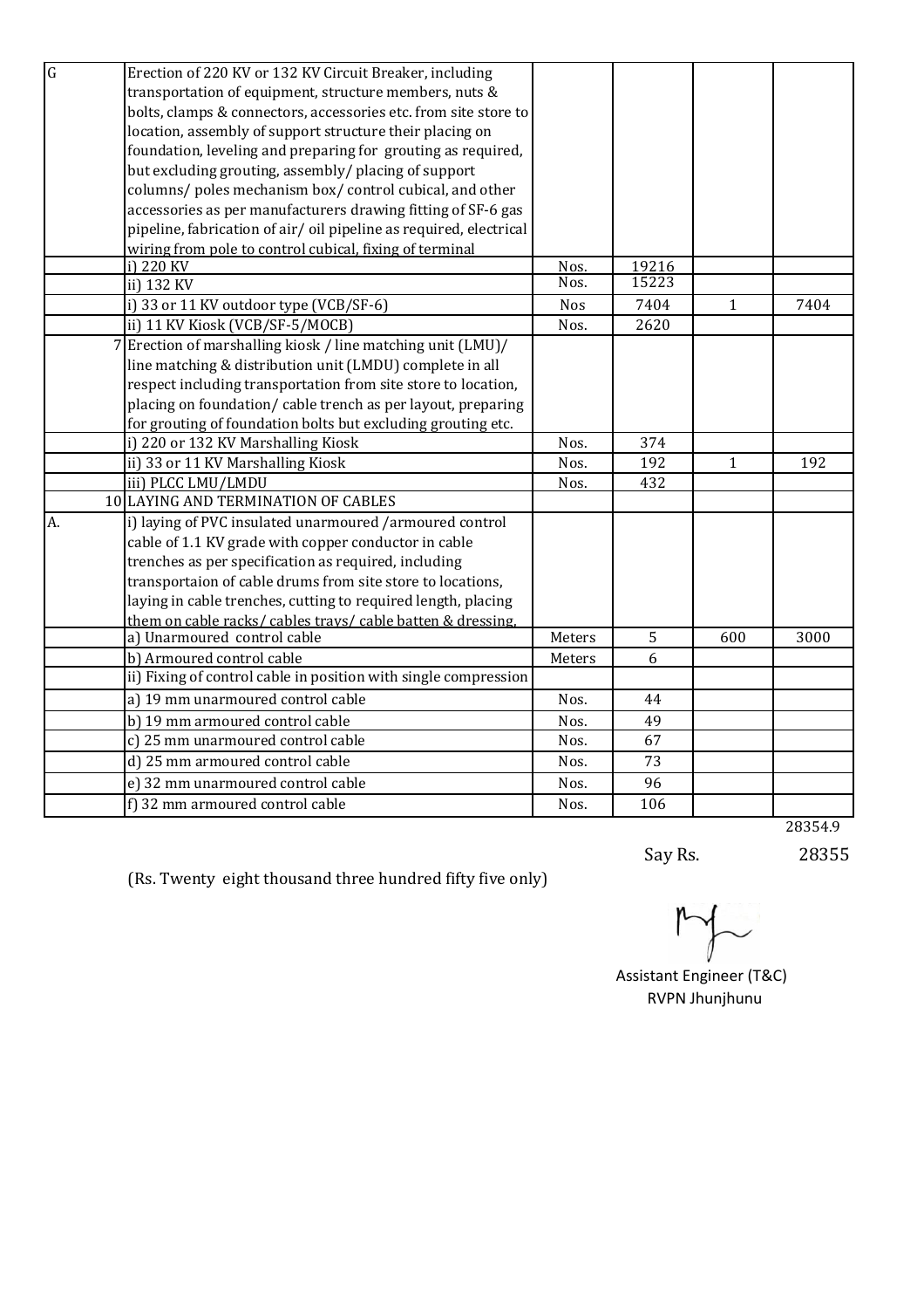| | | | | | |
|---|---|---|---|---|---|
| G | Erection of 220 KV or 132 KV Circuit Breaker, including transportation of equipment, structure members, nuts & bolts, clamps & connectors, accessories etc. from site store to location, assembly of support structure their placing on foundation, leveling and preparing for grouting as required, but excluding grouting, assembly/ placing of support columns/ poles mechanism box/ control cubical, and other accessories as per manufacturers drawing fitting of SF-6 gas pipeline, fabrication of air/ oil pipeline as required, electrical wiring from pole to control cubical, fixing of terminal | | | | |
| | i) 220 KV | Nos. | 19216 | | |
| | ii) 132 KV | Nos. | 15223 | | |
| | i) 33 or 11 KV outdoor type (VCB/SF-6) | Nos | 7404 | 1 | 7404 |
| | ii) 11 KV Kiosk (VCB/SF-5/MOCB) | Nos. | 2620 | | |
| 7 | Erection of marshalling kiosk / line matching unit (LMU)/ line matching & distribution unit (LMDU) complete in all respect including transportation from site store to location, placing on foundation/ cable trench as per layout, preparing for grouting of foundation bolts but excluding grouting etc. | | | | |
| | i) 220 or 132 KV Marshalling Kiosk | Nos. | 374 | | |
| | ii) 33 or 11 KV Marshalling Kiosk | Nos. | 192 | 1 | 192 |
| | iii) PLCC LMU/LMDU | Nos. | 432 | | |
| 10 | LAYING AND TERMINATION OF CABLES | | | | |
| A. | i) laying of PVC insulated unarmoured /armoured control cable of 1.1 KV grade with copper conductor in cable trenches as per specification as required, including transportaion of cable drums from site store to locations, laying in cable trenches, cutting to required length, placing them on cable racks/ cables trays/ cable batten & dressing, | | | | |
| | a) Unarmoured control cable | Meters | 5 | 600 | 3000 |
| | b) Armoured control cable | Meters | 6 | | |
| | ii) Fixing of control cable in position with single compression | | | | |
| | a) 19 mm unarmoured control cable | Nos. | 44 | | |
| | b) 19 mm armoured control cable | Nos. | 49 | | |
| | c) 25 mm unarmoured control cable | Nos. | 67 | | |
| | d) 25 mm armoured control cable | Nos. | 73 | | |
| | e) 32 mm unarmoured control cable | Nos. | 96 | | |
| | f) 32 mm armoured control cable | Nos. | 106 | | |

28354.9

Say Rs. 28355

(Rs. Twenty eight thousand three hundred fifty five only)

Assistant Engineer (T&C)
RVPN Jhunjhunu